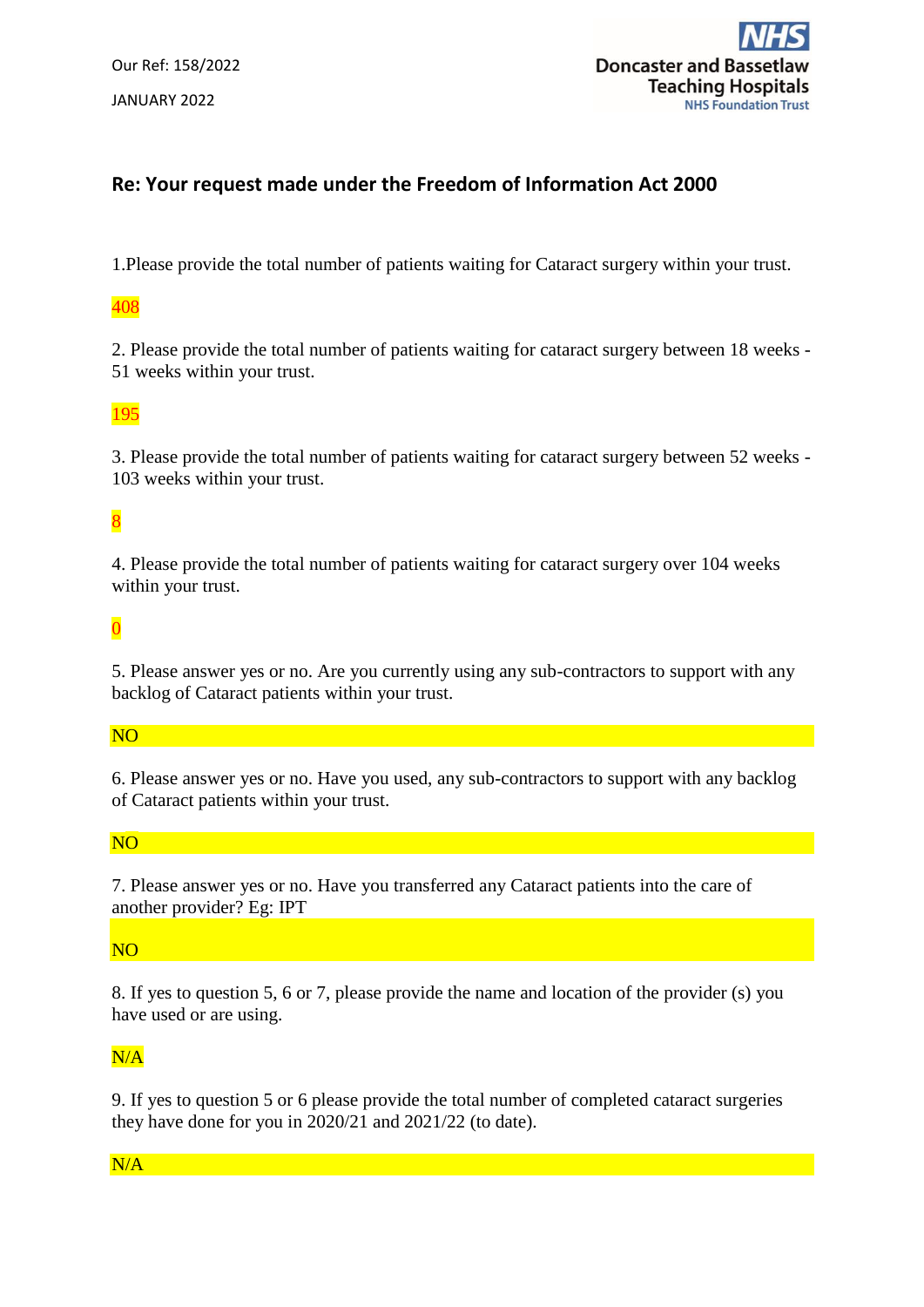Our Ref: 158/2022

JANUARY 2022

Doncaster and Bassetlaw Teaching Hospitals NHS Foundation Trust

## Re: Your request made under the Freedom of Information Act 2000

1.Please provide the total number of patients waiting for Cataract surgery within your trust.

408

2. Please provide the total number of patients waiting for cataract surgery between 18 weeks - 51 weeks within your trust.

195

3. Please provide the total number of patients waiting for cataract surgery between 52 weeks - 103 weeks within your trust.

8

4. Please provide the total number of patients waiting for cataract surgery over 104 weeks within your trust.

0

5. Please answer yes or no. Are you currently using any sub-contractors to support with any backlog of Cataract patients within your trust.

NO

6. Please answer yes or no. Have you used, any sub-contractors to support with any backlog of Cataract patients within your trust.

NO

7. Please answer yes or no. Have you transferred any Cataract patients into the care of another provider? Eg: IPT

NO

8. If yes to question 5, 6 or 7, please provide the name and location of the provider (s) you have used or are using.

N/A

9. If yes to question 5 or 6 please provide the total number of completed cataract surgeries they have done for you in 2020/21 and 2021/22 (to date).

N/A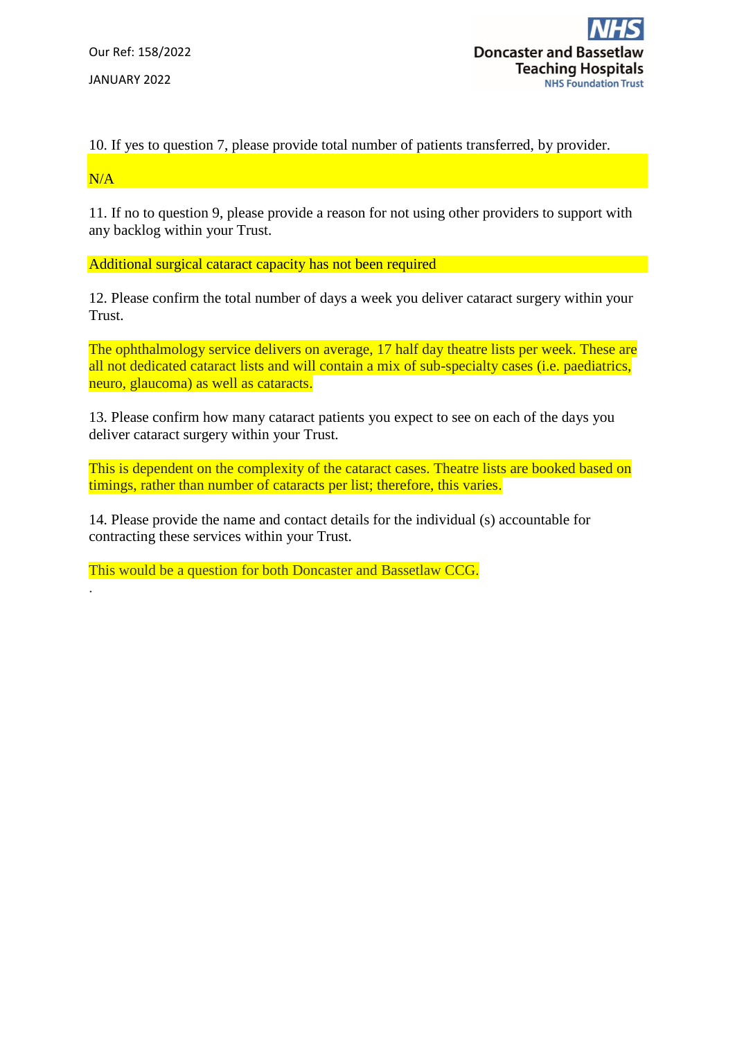Our Ref: 158/2022

JANUARY 2022

10. If yes to question 7, please provide total number of patients transferred, by provider.

N/A

11. If no to question 9, please provide a reason for not using other providers to support with any backlog within your Trust.

Additional surgical cataract capacity has not been required

12. Please confirm the total number of days a week you deliver cataract surgery within your Trust.

The ophthalmology service delivers on average, 17 half day theatre lists per week. These are all not dedicated cataract lists and will contain a mix of sub-specialty cases (i.e. paediatrics, neuro, glaucoma) as well as cataracts.

13. Please confirm how many cataract patients you expect to see on each of the days you deliver cataract surgery within your Trust.

This is dependent on the complexity of the cataract cases. Theatre lists are booked based on timings, rather than number of cataracts per list; therefore, this varies.

14. Please provide the name and contact details for the individual (s) accountable for contracting these services within your Trust.

This would be a question for both Doncaster and Bassetlaw CCG.

.